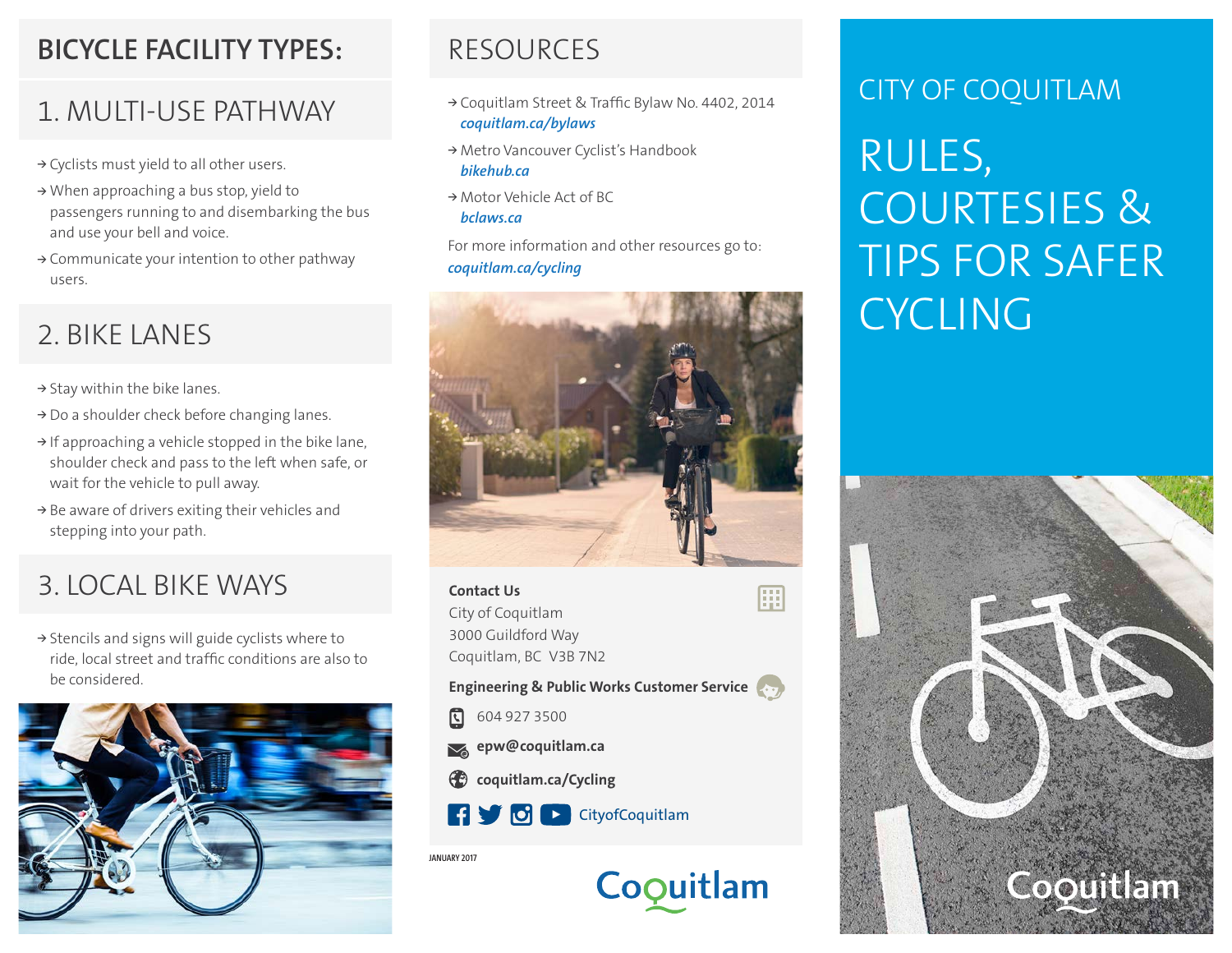# BICYCLE FACILITY TYPES:

## 1. MULTI-USE PATHWAY

- → Cyclists must yield to all other users.
- → When approaching a bus stop, yield to passengers running to and disembarking the bus and use your bell and voice.
- → Communicate your intention to other pathway users.

## 2. BIKE LANES

- → Stay within the bike lanes.
- → Do a shoulder check before changing lanes.
- → If approaching a vehicle stopped in the bike lane, shoulder check and pass to the left when safe, or wait for the vehicle to pull away.
- → Be aware of drivers exiting their vehicles and stepping into your path.

## 3. LOCAL BIKE WAYS

- → Stencils and signs will guide cyclists where to ride, local street and traffic conditions are also to be considered.

# RESOURCES

- → Coquitlam Street & Traffic Bylaw No. 4402, 2014 
  ***coquitlam.ca/bylaws***
- → Metro Vancouver Cyclist's Handbook 
  ***bikehub.ca***
- → Motor Vehicle Act of BC 
  ***bclaws.ca***

For more information and other resources go to: ***coquitlam.ca/cycling***

**Contact Us**
City of Coquitlam
3000 Guildford Way
Coquitlam, BC V3B 7N2

**Engineering & Public Works Customer Service**

604 927 3500

**epw@coquitlam.ca**

**coquitlam.ca/Cycling**

CityofCoquitlam

JANUARY 2017

Coquitlam

CITY OF COQUITLAM

# RULES, COURTESIES & TIPS FOR SAFER CYCLING

Coquitlam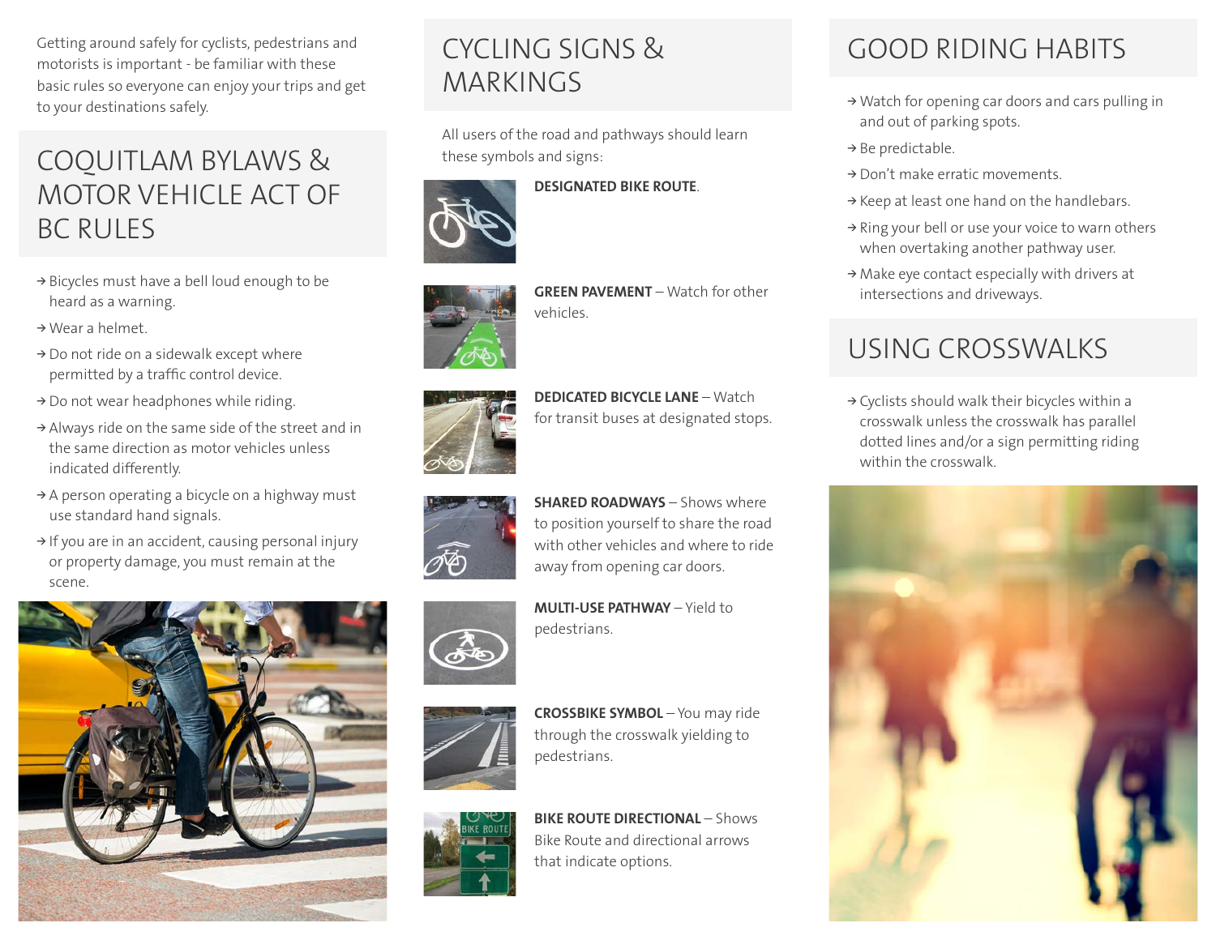Getting around safely for cyclists, pedestrians and motorists is important - be familiar with these basic rules so everyone can enjoy your trips and get to your destinations safely.

## COQUITLAM BYLAWS & MOTOR VEHICLE ACT OF BC RULES

→ Bicycles must have a bell loud enough to be heard as a warning.

→ Wear a helmet.

→ Do not ride on a sidewalk except where permitted by a traffic control device.

→ Do not wear headphones while riding.

→ Always ride on the same side of the street and in the same direction as motor vehicles unless indicated differently.

→ A person operating a bicycle on a highway must use standard hand signals.

→ If you are in an accident, causing personal injury or property damage, you must remain at the scene.

## CYCLING SIGNS & MARKINGS

All users of the road and pathways should learn these symbols and signs:

**DESIGNATED BIKE ROUTE**.

**GREEN PAVEMENT** – Watch for other vehicles.

**DEDICATED BICYCLE LANE** – Watch for transit buses at designated stops.

**SHARED ROADWAYS** – Shows where to position yourself to share the road with other vehicles and where to ride away from opening car doors.

**MULTI-USE PATHWAY** – Yield to pedestrians.

**CROSSBIKE SYMBOL** – You may ride through the crosswalk yielding to pedestrians.

**BIKE ROUTE DIRECTIONAL** – Shows Bike Route and directional arrows that indicate options.

## GOOD RIDING HABITS

→ Watch for opening car doors and cars pulling in and out of parking spots.

→ Be predictable.

→ Don't make erratic movements.

→ Keep at least one hand on the handlebars.

→ Ring your bell or use your voice to warn others when overtaking another pathway user.

→ Make eye contact especially with drivers at intersections and driveways.

## USING CROSSWALKS

→ Cyclists should walk their bicycles within a crosswalk unless the crosswalk has parallel dotted lines and/or a sign permitting riding within the crosswalk.